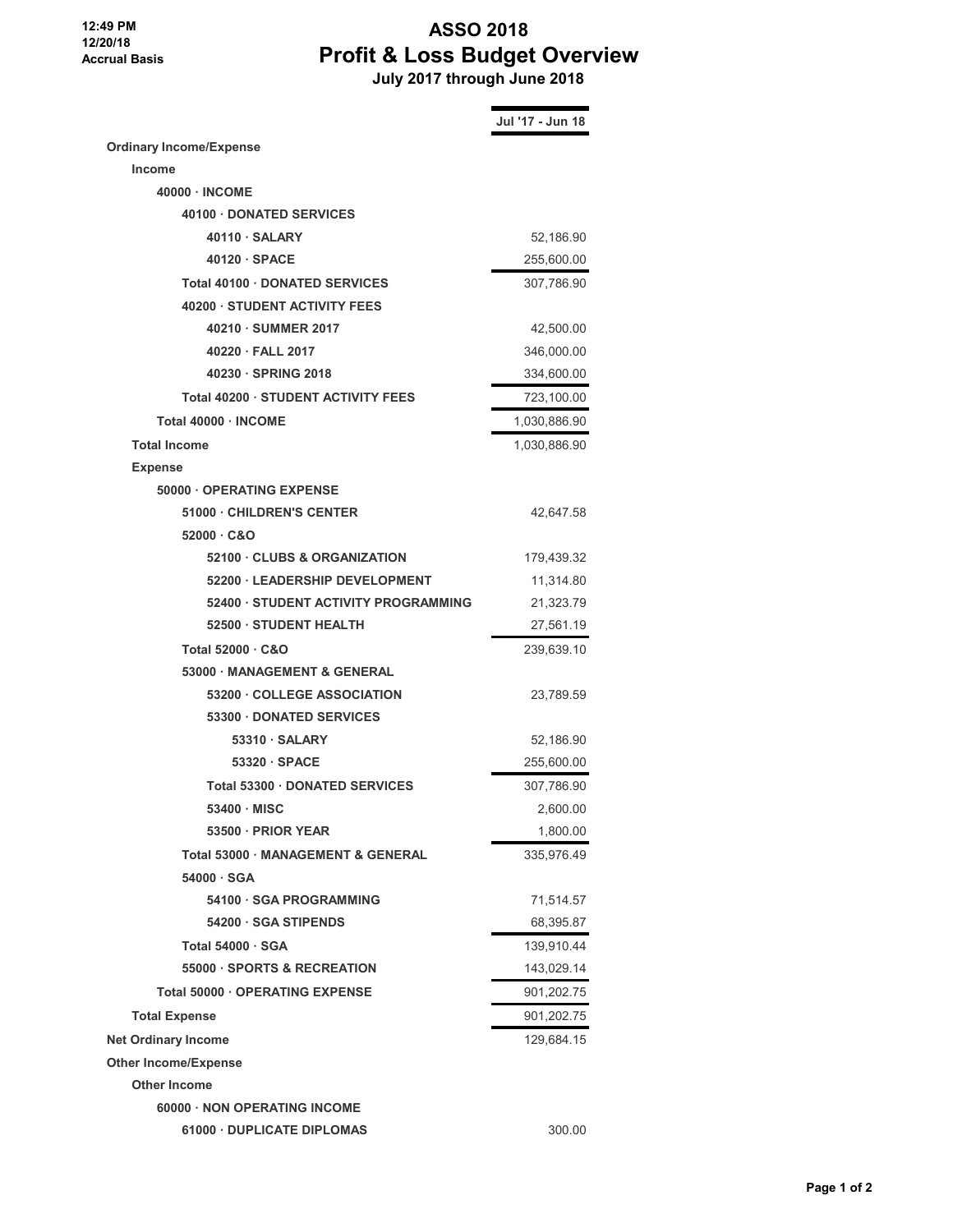12:49 PM
12/20/18
Accrual Basis

# ASSO 2018
## Profit & Loss Budget Overview
### July 2017 through June 2018

| | Jul '17 - Jun 18 |
|---|---|
| **Ordinary Income/Expense** | |
| **Income** | |
| **40000 · INCOME** | |
| **40100 · DONATED SERVICES** | |
| **40110 · SALARY** | 52,186.90 |
| **40120 · SPACE** | 255,600.00 |
| **Total 40100 · DONATED SERVICES** | 307,786.90 |
| **40200 · STUDENT ACTIVITY FEES** | |
| **40210 · SUMMER 2017** | 42,500.00 |
| **40220 · FALL 2017** | 346,000.00 |
| **40230 · SPRING 2018** | 334,600.00 |
| **Total 40200 · STUDENT ACTIVITY FEES** | 723,100.00 |
| **Total 40000 · INCOME** | 1,030,886.90 |
| **Total Income** | 1,030,886.90 |
| **Expense** | |
| **50000 · OPERATING EXPENSE** | |
| **51000 · CHILDREN'S CENTER** | 42,647.58 |
| **52000 · C&O** | |
| **52100 · CLUBS & ORGANIZATION** | 179,439.32 |
| **52200 · LEADERSHIP DEVELOPMENT** | 11,314.80 |
| **52400 · STUDENT ACTIVITY PROGRAMMING** | 21,323.79 |
| **52500 · STUDENT HEALTH** | 27,561.19 |
| **Total 52000 · C&O** | 239,639.10 |
| **53000 · MANAGEMENT & GENERAL** | |
| **53200 · COLLEGE ASSOCIATION** | 23,789.59 |
| **53300 · DONATED SERVICES** | |
| **53310 · SALARY** | 52,186.90 |
| **53320 · SPACE** | 255,600.00 |
| **Total 53300 · DONATED SERVICES** | 307,786.90 |
| **53400 · MISC** | 2,600.00 |
| **53500 · PRIOR YEAR** | 1,800.00 |
| **Total 53000 · MANAGEMENT & GENERAL** | 335,976.49 |
| **54000 · SGA** | |
| **54100 · SGA PROGRAMMING** | 71,514.57 |
| **54200 · SGA STIPENDS** | 68,395.87 |
| **Total 54000 · SGA** | 139,910.44 |
| **55000 · SPORTS & RECREATION** | 143,029.14 |
| **Total 50000 · OPERATING EXPENSE** | 901,202.75 |
| **Total Expense** | 901,202.75 |
| **Net Ordinary Income** | 129,684.15 |
| **Other Income/Expense** | |
| **Other Income** | |
| **60000 · NON OPERATING INCOME** | |
| **61000 · DUPLICATE DIPLOMAS** | 300.00 |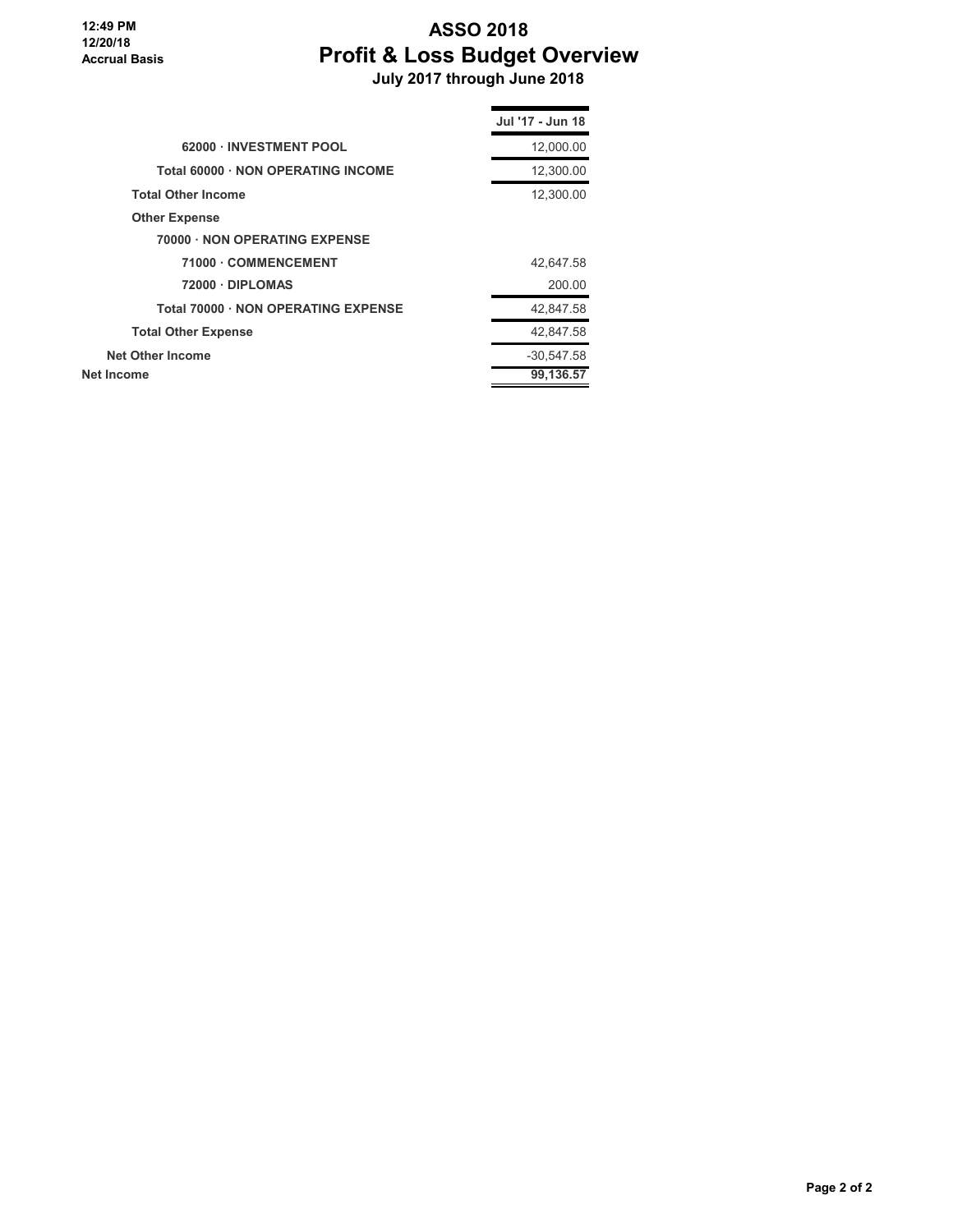# ASSO 2018
## Profit & Loss Budget Overview
### July 2017 through June 2018

12:49 PM
12/20/18
Accrual Basis

| | Jul '17 - Jun 18 |
|---|---|
| 62000 · INVESTMENT POOL | 12,000.00 |
| Total 60000 · NON OPERATING INCOME | 12,300.00 |
| Total Other Income | 12,300.00 |
| Other Expense | |
| 70000 · NON OPERATING EXPENSE | |
| 71000 · COMMENCEMENT | 42,647.58 |
| 72000 · DIPLOMAS | 200.00 |
| Total 70000 · NON OPERATING EXPENSE | 42,847.58 |
| Total Other Expense | 42,847.58 |
| Net Other Income | -30,547.58 |
| Net Income | **99,136.57** |